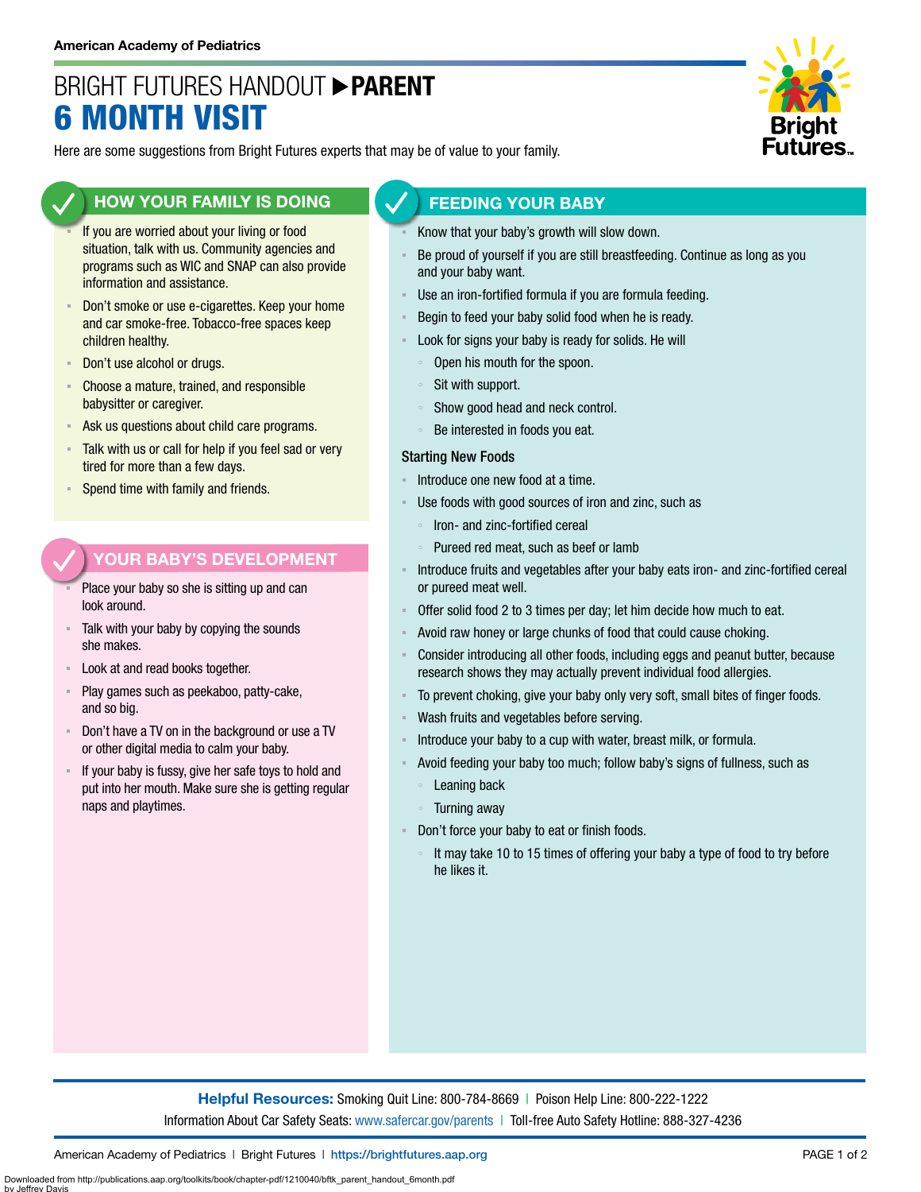American Academy of Pediatrics

# BRIGHT FUTURES HANDOUT ▶ **PARENT**
# 6 MONTH VISIT

Here are some suggestions from Bright Futures experts that may be of value to your family.

## HOW YOUR FAMILY IS DOING

- If you are worried about your living or food situation, talk with us. Community agencies and programs such as WIC and SNAP can also provide information and assistance.
- Don't smoke or use e-cigarettes. Keep your home and car smoke-free. Tobacco-free spaces keep children healthy.
- Don't use alcohol or drugs.
- Choose a mature, trained, and responsible babysitter or caregiver.
- Ask us questions about child care programs.
- Talk with us or call for help if you feel sad or very tired for more than a few days.
- Spend time with family and friends.

## YOUR BABY'S DEVELOPMENT

- Place your baby so she is sitting up and can look around.
- Talk with your baby by copying the sounds she makes.
- Look at and read books together.
- Play games such as peekaboo, patty-cake, and so big.
- Don't have a TV on in the background or use a TV or other digital media to calm your baby.
- If your baby is fussy, give her safe toys to hold and put into her mouth. Make sure she is getting regular naps and playtimes.

## FEEDING YOUR BABY

- Know that your baby's growth will slow down.
- Be proud of yourself if you are still breastfeeding. Continue as long as you and your baby want.
- Use an iron-fortified formula if you are formula feeding.
- Begin to feed your baby solid food when he is ready.
- Look for signs your baby is ready for solids. He will
  - Open his mouth for the spoon.
  - Sit with support.
  - Show good head and neck control.
  - Be interested in foods you eat.

### Starting New Foods

- Introduce one new food at a time.
- Use foods with good sources of iron and zinc, such as
  - Iron- and zinc-fortified cereal
  - Pureed red meat, such as beef or lamb
- Introduce fruits and vegetables after your baby eats iron- and zinc-fortified cereal or pureed meat well.
- Offer solid food 2 to 3 times per day; let him decide how much to eat.
- Avoid raw honey or large chunks of food that could cause choking.
- Consider introducing all other foods, including eggs and peanut butter, because research shows they may actually prevent individual food allergies.
- To prevent choking, give your baby only very soft, small bites of finger foods.
- Wash fruits and vegetables before serving.
- Introduce your baby to a cup with water, breast milk, or formula.
- Avoid feeding your baby too much; follow baby's signs of fullness, such as
  - Leaning back
  - Turning away
- Don't force your baby to eat or finish foods.
  - It may take 10 to 15 times of offering your baby a type of food to try before he likes it.

**Helpful Resources:** Smoking Quit Line: 800-784-8669 | Poison Help Line: 800-222-1222
Information About Car Safety Seats: www.safercar.gov/parents | Toll-free Auto Safety Hotline: 888-327-4236

American Academy of Pediatrics | Bright Futures | https://brightfutures.aap.org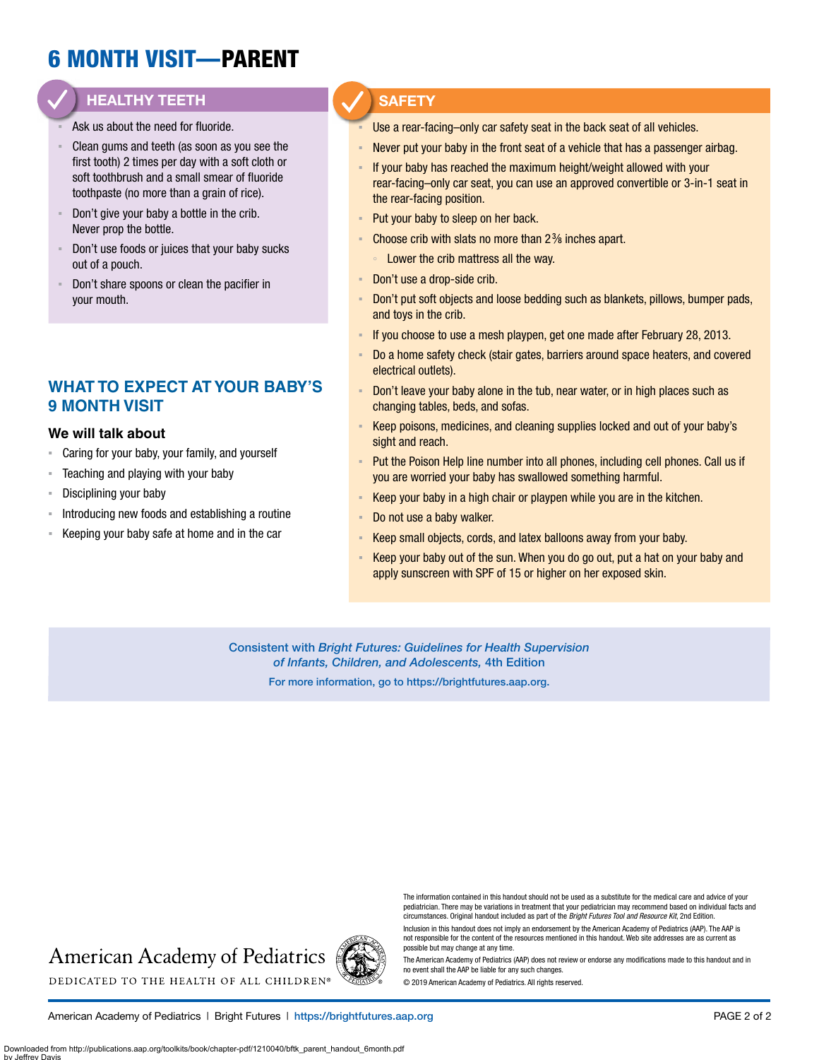# 6 MONTH VISIT—PARENT

## HEALTHY TEETH

- Ask us about the need for fluoride.
- Clean gums and teeth (as soon as you see the first tooth) 2 times per day with a soft cloth or soft toothbrush and a small smear of fluoride toothpaste (no more than a grain of rice).
- Don't give your baby a bottle in the crib. Never prop the bottle.
- Don't use foods or juices that your baby sucks out of a pouch.
- Don't share spoons or clean the pacifier in your mouth.

## SAFETY

- Use a rear-facing–only car safety seat in the back seat of all vehicles.
- Never put your baby in the front seat of a vehicle that has a passenger airbag.
- If your baby has reached the maximum height/weight allowed with your rear-facing–only car seat, you can use an approved convertible or 3-in-1 seat in the rear-facing position.
- Put your baby to sleep on her back.
- Choose crib with slats no more than 2⅜ inches apart.
  - Lower the crib mattress all the way.
- Don't use a drop-side crib.
- Don't put soft objects and loose bedding such as blankets, pillows, bumper pads, and toys in the crib.
- If you choose to use a mesh playpen, get one made after February 28, 2013.
- Do a home safety check (stair gates, barriers around space heaters, and covered electrical outlets).
- Don't leave your baby alone in the tub, near water, or in high places such as changing tables, beds, and sofas.
- Keep poisons, medicines, and cleaning supplies locked and out of your baby's sight and reach.
- Put the Poison Help line number into all phones, including cell phones. Call us if you are worried your baby has swallowed something harmful.
- Keep your baby in a high chair or playpen while you are in the kitchen.
- Do not use a baby walker.
- Keep small objects, cords, and latex balloons away from your baby.
- Keep your baby out of the sun. When you do go out, put a hat on your baby and apply sunscreen with SPF of 15 or higher on her exposed skin.

## WHAT TO EXPECT AT YOUR BABY'S 9 MONTH VISIT

### We will talk about

- Caring for your baby, your family, and yourself
- Teaching and playing with your baby
- Disciplining your baby
- Introducing new foods and establishing a routine
- Keeping your baby safe at home and in the car

Consistent with *Bright Futures: Guidelines for Health Supervision of Infants, Children, and Adolescents,* 4th Edition

For more information, go to https://brightfutures.aap.org.

American Academy of Pediatrics

DEDICATED TO THE HEALTH OF ALL CHILDREN®

The information contained in this handout should not be used as a substitute for the medical care and advice of your pediatrician. There may be variations in treatment that your pediatrician may recommend based on individual facts and circumstances. Original handout included as part of the *Bright Futures Tool and Resource Kit*, 2nd Edition.

Inclusion in this handout does not imply an endorsement by the American Academy of Pediatrics (AAP). The AAP is not responsible for the content of the resources mentioned in this handout. Web site addresses are as current as possible but may change at any time.

The American Academy of Pediatrics (AAP) does not review or endorse any modifications made to this handout and in no event shall the AAP be liable for any such changes.

© 2019 American Academy of Pediatrics. All rights reserved.